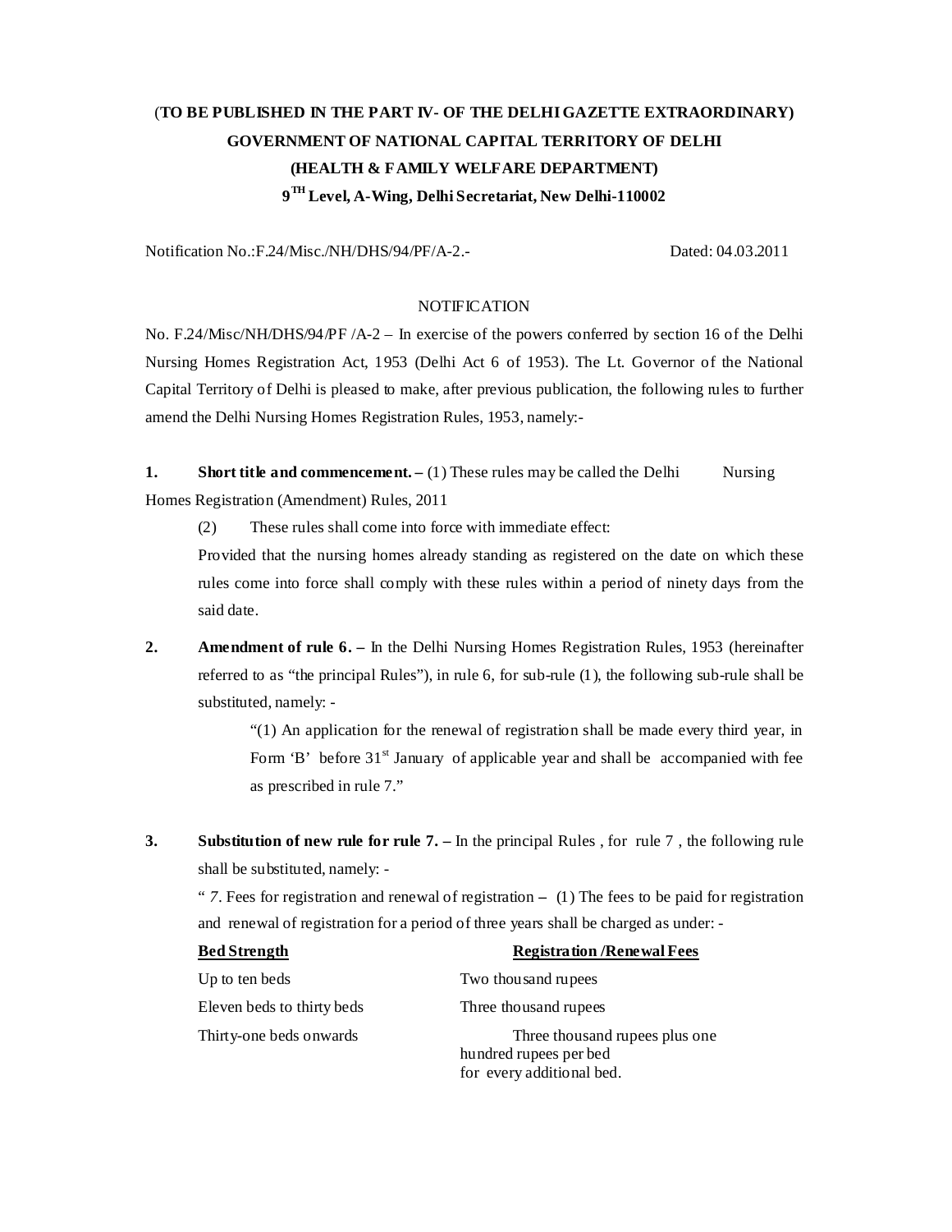(**TO BE PUBLISHED IN THE PART IV- OF THE DELHI GAZETTE EXTRAORDINARY)**

**GOVERNMENT OF NATIONAL CAPITAL TERRITORY OF DELHI**

**(HEALTH & FAMILY WELFARE DEPARTMENT)**

**9TH Level, A-Wing, Delhi Secretariat, New Delhi-110002**

Notification No.:F.24/Misc./NH/DHS/94/PF/A-2.- Dated: 04.03.2011

NOTIFICATION

No. F.24/Misc/NH/DHS/94/PF /A-2 – In exercise of the powers conferred by section 16 of the Delhi Nursing Homes Registration Act, 1953 (Delhi Act 6 of 1953). The Lt. Governor of the National Capital Territory of Delhi is pleased to make, after previous publication, the following rules to further amend the Delhi Nursing Homes Registration Rules, 1953, namely:-

**1. Short title and commencement. –** (1) These rules may be called the Delhi Nursing Homes Registration (Amendment) Rules, 2011

(2) These rules shall come into force with immediate effect:

Provided that the nursing homes already standing as registered on the date on which these rules come into force shall comply with these rules within a period of ninety days from the said date.

**2. Amendment of rule 6. –** In the Delhi Nursing Homes Registration Rules, 1953 (hereinafter referred to as "the principal Rules"), in rule 6, for sub-rule (1), the following sub-rule shall be substituted, namely: -

"(1) An application for the renewal of registration shall be made every third year, in Form 'B' before 31st January of applicable year and shall be accompanied with fee as prescribed in rule 7."

**3. Substitution of new rule for rule 7. –** In the principal Rules , for rule 7 , the following rule shall be substituted, namely: -

" *7*. Fees for registration and renewal of registration **–** (1) The fees to be paid for registration and renewal of registration for a period of three years shall be charged as under: -

| **Bed Strength** | **Registration /Renewal Fees** |
|---|---|
| Up to ten beds | Two thousand rupees |
| Eleven beds to thirty beds | Three thousand rupees |
| Thirty-one beds onwards | Three thousand rupees plus one hundred rupees per bed for every additional bed. |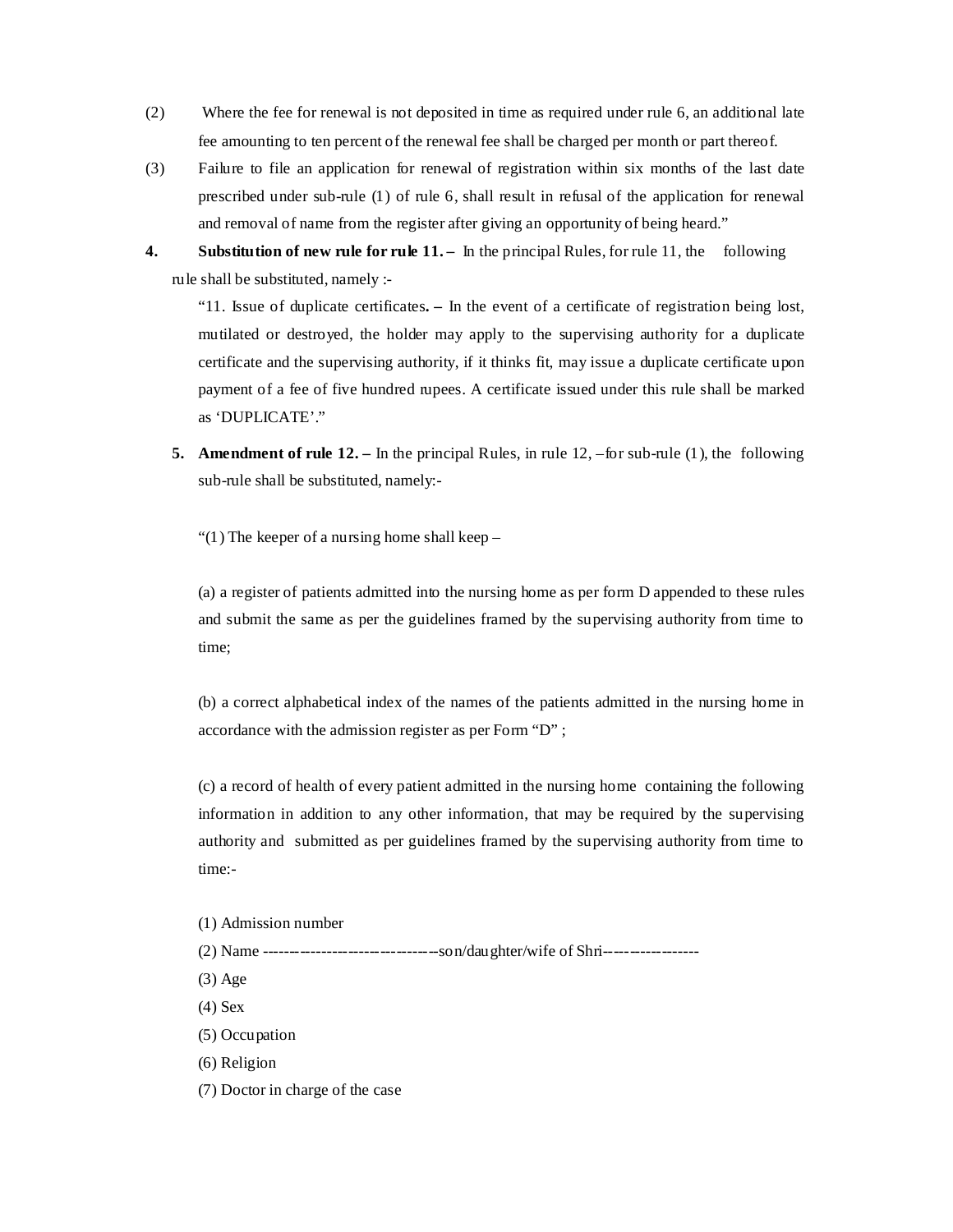(2) Where the fee for renewal is not deposited in time as required under rule 6, an additional late fee amounting to ten percent of the renewal fee shall be charged per month or part thereof.

(3) Failure to file an application for renewal of registration within six months of the last date prescribed under sub-rule (1) of rule 6, shall result in refusal of the application for renewal and removal of name from the register after giving an opportunity of being heard."

**4. Substitution of new rule for rule 11. –** In the principal Rules, for rule 11, the following rule shall be substituted, namely :-

"11. Issue of duplicate certificates**. –** In the event of a certificate of registration being lost, mutilated or destroyed, the holder may apply to the supervising authority for a duplicate certificate and the supervising authority, if it thinks fit, may issue a duplicate certificate upon payment of a fee of five hundred rupees. A certificate issued under this rule shall be marked as 'DUPLICATE'."

**5. Amendment of rule 12. –** In the principal Rules, in rule 12, –for sub-rule (1), the following sub-rule shall be substituted, namely:-

"(1) The keeper of a nursing home shall keep –

(a) a register of patients admitted into the nursing home as per form D appended to these rules and submit the same as per the guidelines framed by the supervising authority from time to time;

(b) a correct alphabetical index of the names of the patients admitted in the nursing home in accordance with the admission register as per Form "D" ;

(c) a record of health of every patient admitted in the nursing home containing the following information in addition to any other information, that may be required by the supervising authority and submitted as per guidelines framed by the supervising authority from time to time:-

(1) Admission number

(2) Name --------------------------------son/daughter/wife of Shri-----------------

(3) Age

(4) Sex

(5) Occupation

(6) Religion

(7) Doctor in charge of the case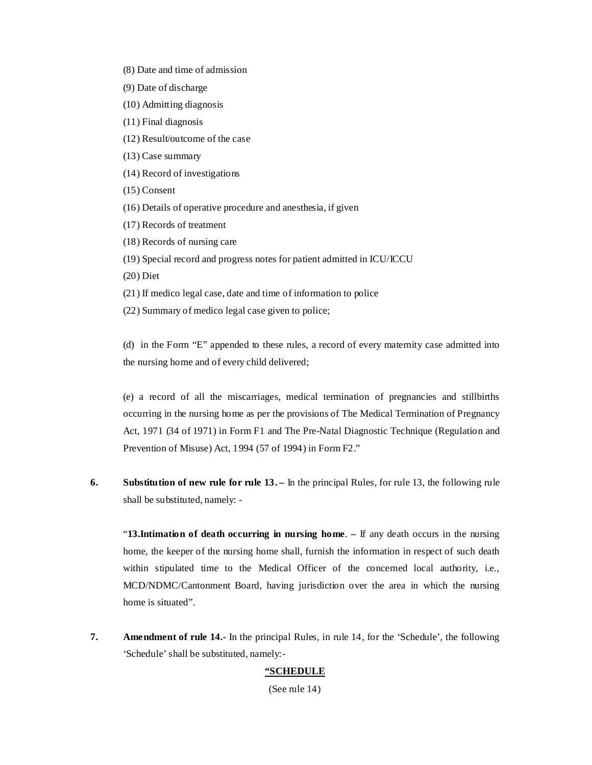(8) Date and time of admission

(9) Date of discharge

(10) Admitting diagnosis

(11) Final diagnosis

(12) Result/outcome of the case

(13) Case summary

(14) Record of investigations

(15) Consent

(16) Details of operative procedure and anesthesia, if given

(17) Records of treatment

(18) Records of nursing care

(19) Special record and progress notes for patient admitted in ICU/ICCU

(20) Diet

(21) If medico legal case, date and time of information to police

(22) Summary of medico legal case given to police;

(d) in the Form "E" appended to these rules, a record of every maternity case admitted into the nursing home and of every child delivered;

(e) a record of all the miscarriages, medical termination of pregnancies and stillbirths occurring in the nursing home as per the provisions of The Medical Termination of Pregnancy Act, 1971 (34 of 1971) in Form F1 and The Pre-Natal Diagnostic Technique (Regulation and Prevention of Misuse) Act, 1994 (57 of 1994) in Form F2."

**6. Substitution of new rule for rule 13. –** In the principal Rules, for rule 13, the following rule shall be substituted, namely: -

"**13.Intimation of death occurring in nursing home**. **–** If any death occurs in the nursing home, the keeper of the nursing home shall, furnish the information in respect of such death within stipulated time to the Medical Officer of the concerned local authority, i.e., MCD/NDMC/Cantonment Board, having jurisdiction over the area in which the nursing home is situated".

**7. Amendment of rule 14.-** In the principal Rules, in rule 14, for the 'Schedule', the following 'Schedule' shall be substituted, namely:-

**"SCHEDULE**

(See rule 14)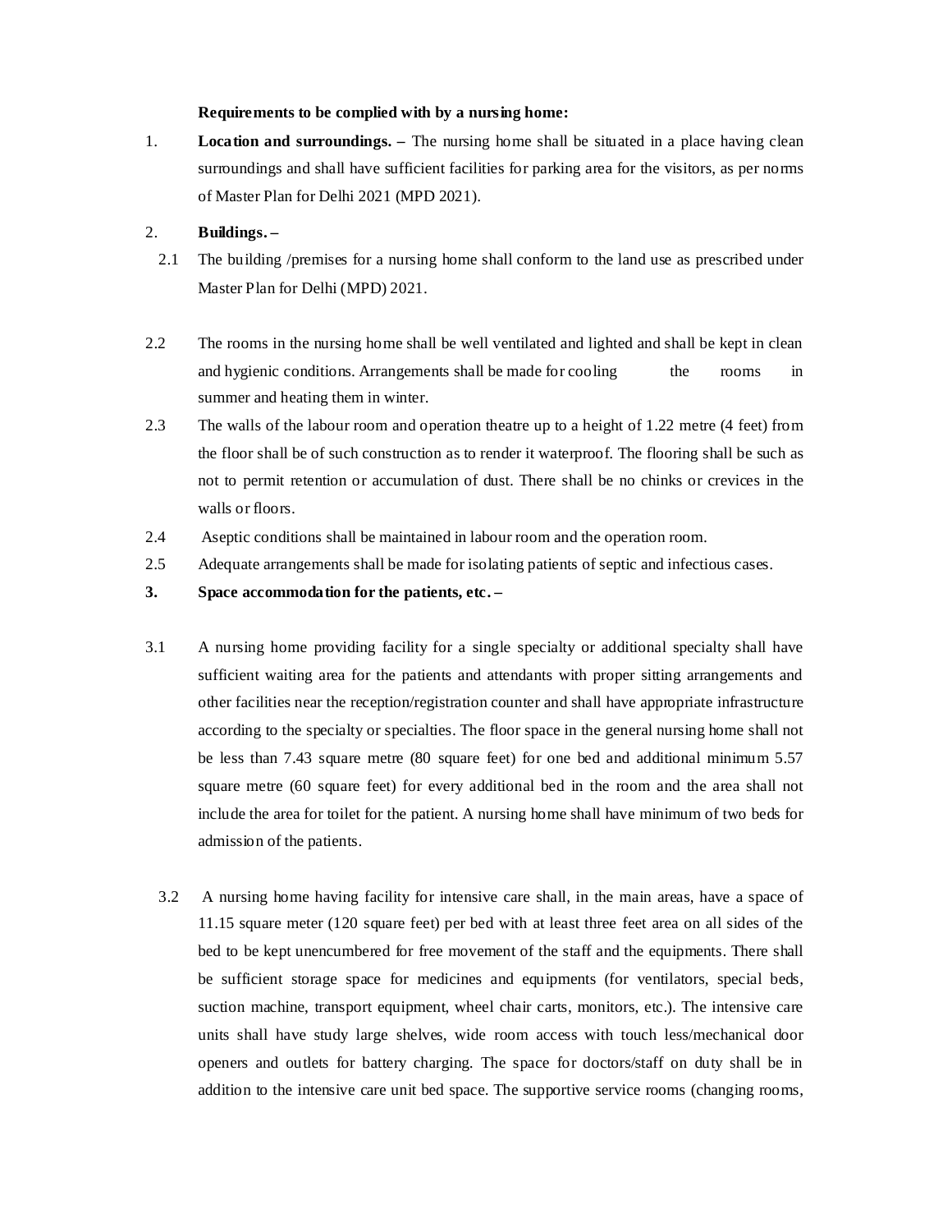**Requirements to be complied with by a nursing home:**

1. **Location and surroundings. –** The nursing home shall be situated in a place having clean surroundings and shall have sufficient facilities for parking area for the visitors, as per norms of Master Plan for Delhi 2021 (MPD 2021).

2. **Buildings. –**

2.1 The building /premises for a nursing home shall conform to the land use as prescribed under Master Plan for Delhi (MPD) 2021.

2.2 The rooms in the nursing home shall be well ventilated and lighted and shall be kept in clean and hygienic conditions. Arrangements shall be made for cooling the rooms in summer and heating them in winter.

2.3 The walls of the labour room and operation theatre up to a height of 1.22 metre (4 feet) from the floor shall be of such construction as to render it waterproof. The flooring shall be such as not to permit retention or accumulation of dust. There shall be no chinks or crevices in the walls or floors.

2.4 Aseptic conditions shall be maintained in labour room and the operation room.

2.5 Adequate arrangements shall be made for isolating patients of septic and infectious cases.

3. **Space accommodation for the patients, etc. –**

3.1 A nursing home providing facility for a single specialty or additional specialty shall have sufficient waiting area for the patients and attendants with proper sitting arrangements and other facilities near the reception/registration counter and shall have appropriate infrastructure according to the specialty or specialties. The floor space in the general nursing home shall not be less than 7.43 square metre (80 square feet) for one bed and additional minimum 5.57 square metre (60 square feet) for every additional bed in the room and the area shall not include the area for toilet for the patient. A nursing home shall have minimum of two beds for admission of the patients.

3.2 A nursing home having facility for intensive care shall, in the main areas, have a space of 11.15 square meter (120 square feet) per bed with at least three feet area on all sides of the bed to be kept unencumbered for free movement of the staff and the equipments. There shall be sufficient storage space for medicines and equipments (for ventilators, special beds, suction machine, transport equipment, wheel chair carts, monitors, etc.). The intensive care units shall have study large shelves, wide room access with touch less/mechanical door openers and outlets for battery charging. The space for doctors/staff on duty shall be in addition to the intensive care unit bed space. The supportive service rooms (changing rooms,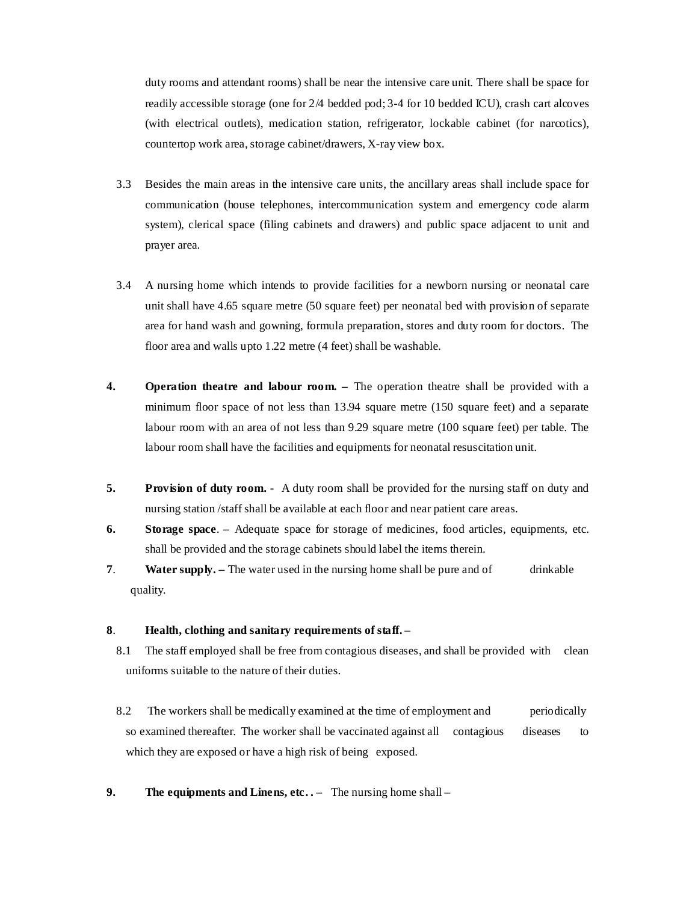duty rooms and attendant rooms) shall be near the intensive care unit. There shall be space for readily accessible storage (one for 2/4 bedded pod; 3-4 for 10 bedded ICU), crash cart alcoves (with electrical outlets), medication station, refrigerator, lockable cabinet (for narcotics), countertop work area, storage cabinet/drawers, X-ray view box.

3.3 Besides the main areas in the intensive care units, the ancillary areas shall include space for communication (house telephones, intercommunication system and emergency code alarm system), clerical space (filing cabinets and drawers) and public space adjacent to unit and prayer area.

3.4 A nursing home which intends to provide facilities for a newborn nursing or neonatal care unit shall have 4.65 square metre (50 square feet) per neonatal bed with provision of separate area for hand wash and gowning, formula preparation, stores and duty room for doctors. The floor area and walls upto 1.22 metre (4 feet) shall be washable.

**4. Operation theatre and labour room. –** The operation theatre shall be provided with a minimum floor space of not less than 13.94 square metre (150 square feet) and a separate labour room with an area of not less than 9.29 square metre (100 square feet) per table. The labour room shall have the facilities and equipments for neonatal resuscitation unit.

**5. Provision of duty room. -** A duty room shall be provided for the nursing staff on duty and nursing station /staff shall be available at each floor and near patient care areas.

**6. Storage space. –** Adequate space for storage of medicines, food articles, equipments, etc. shall be provided and the storage cabinets should label the items therein.

**7. Water supply. –** The water used in the nursing home shall be pure and of drinkable quality.

**8. Health, clothing and sanitary requirements of staff. –**

8.1 The staff employed shall be free from contagious diseases, and shall be provided with clean uniforms suitable to the nature of their duties.

8.2 The workers shall be medically examined at the time of employment and periodically so examined thereafter. The worker shall be vaccinated against all contagious diseases to which they are exposed or have a high risk of being exposed.

**9. The equipments and Linens, etc.. –** The nursing home shall –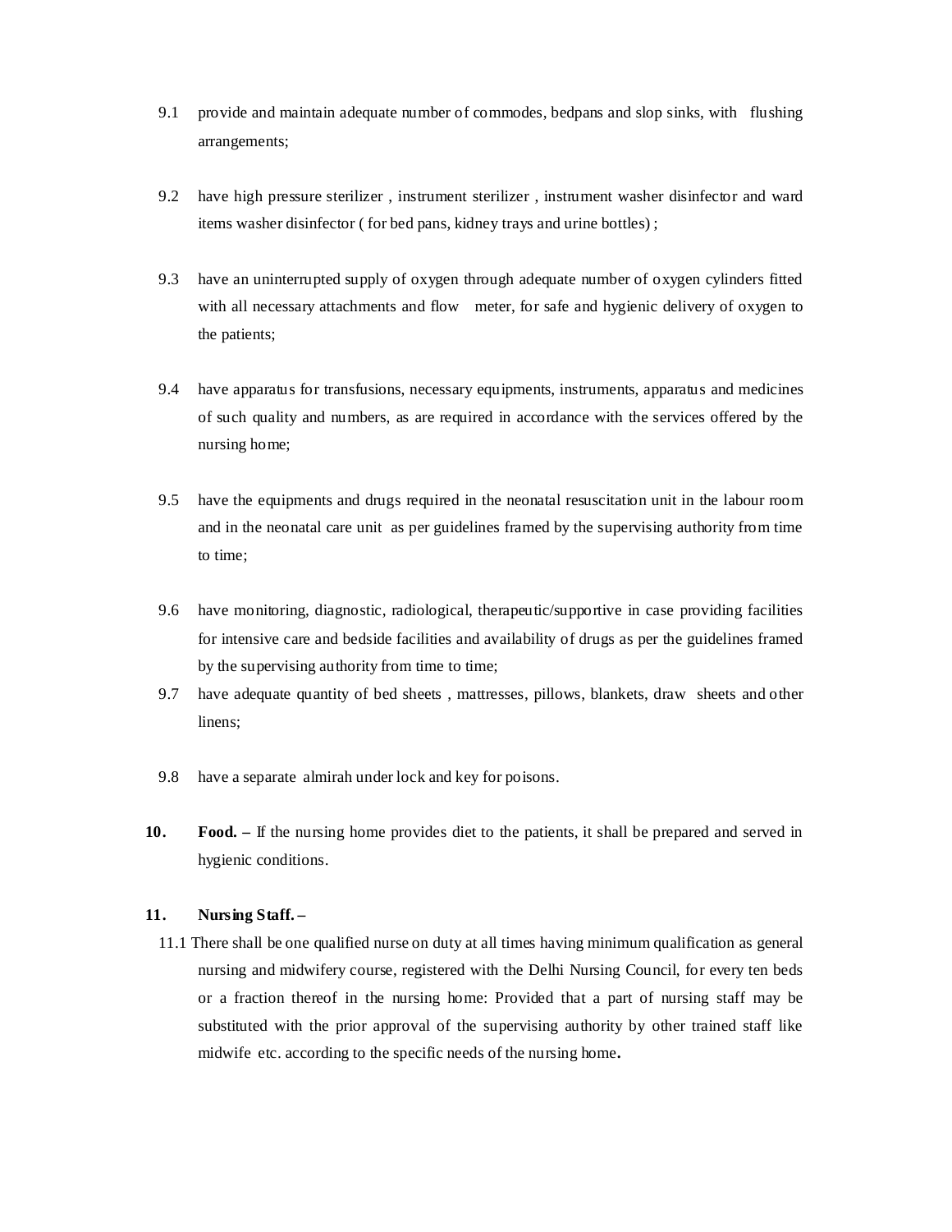9.1 provide and maintain adequate number of commodes, bedpans and slop sinks, with flushing arrangements;

9.2 have high pressure sterilizer , instrument sterilizer , instrument washer disinfector and ward items washer disinfector ( for bed pans, kidney trays and urine bottles) ;

9.3 have an uninterrupted supply of oxygen through adequate number of oxygen cylinders fitted with all necessary attachments and flow meter, for safe and hygienic delivery of oxygen to the patients;

9.4 have apparatus for transfusions, necessary equipments, instruments, apparatus and medicines of such quality and numbers, as are required in accordance with the services offered by the nursing home;

9.5 have the equipments and drugs required in the neonatal resuscitation unit in the labour room and in the neonatal care unit as per guidelines framed by the supervising authority from time to time;

9.6 have monitoring, diagnostic, radiological, therapeutic/supportive in case providing facilities for intensive care and bedside facilities and availability of drugs as per the guidelines framed by the supervising authority from time to time;

9.7 have adequate quantity of bed sheets , mattresses, pillows, blankets, draw sheets and other linens;

9.8 have a separate almirah under lock and key for poisons.

**10. Food. –** If the nursing home provides diet to the patients, it shall be prepared and served in hygienic conditions.

**11. Nursing Staff. –**

11.1 There shall be one qualified nurse on duty at all times having minimum qualification as general nursing and midwifery course, registered with the Delhi Nursing Council, for every ten beds or a fraction thereof in the nursing home: Provided that a part of nursing staff may be substituted with the prior approval of the supervising authority by other trained staff like midwife etc. according to the specific needs of the nursing home**.**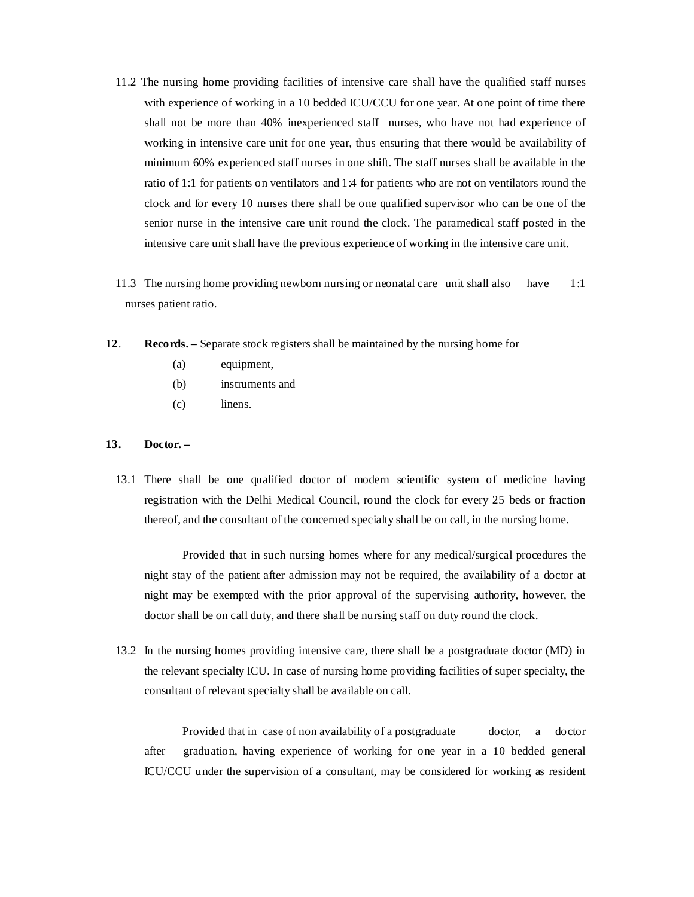11.2 The nursing home providing facilities of intensive care shall have the qualified staff nurses with experience of working in a 10 bedded ICU/CCU for one year. At one point of time there shall not be more than 40% inexperienced staff nurses, who have not had experience of working in intensive care unit for one year, thus ensuring that there would be availability of minimum 60% experienced staff nurses in one shift. The staff nurses shall be available in the ratio of 1:1 for patients on ventilators and 1:4 for patients who are not on ventilators round the clock and for every 10 nurses there shall be one qualified supervisor who can be one of the senior nurse in the intensive care unit round the clock. The paramedical staff posted in the intensive care unit shall have the previous experience of working in the intensive care unit.

11.3 The nursing home providing newborn nursing or neonatal care unit shall also have 1:1 nurses patient ratio.

**12. Records. –** Separate stock registers shall be maintained by the nursing home for

(a) equipment,

(b) instruments and

(c) linens.

**13. Doctor. –**

13.1 There shall be one qualified doctor of modern scientific system of medicine having registration with the Delhi Medical Council, round the clock for every 25 beds or fraction thereof, and the consultant of the concerned specialty shall be on call, in the nursing home.

Provided that in such nursing homes where for any medical/surgical procedures the night stay of the patient after admission may not be required, the availability of a doctor at night may be exempted with the prior approval of the supervising authority, however, the doctor shall be on call duty, and there shall be nursing staff on duty round the clock.

13.2 In the nursing homes providing intensive care, there shall be a postgraduate doctor (MD) in the relevant specialty ICU. In case of nursing home providing facilities of super specialty, the consultant of relevant specialty shall be available on call.

Provided that in case of non availability of a postgraduate doctor, a doctor after graduation, having experience of working for one year in a 10 bedded general ICU/CCU under the supervision of a consultant, may be considered for working as resident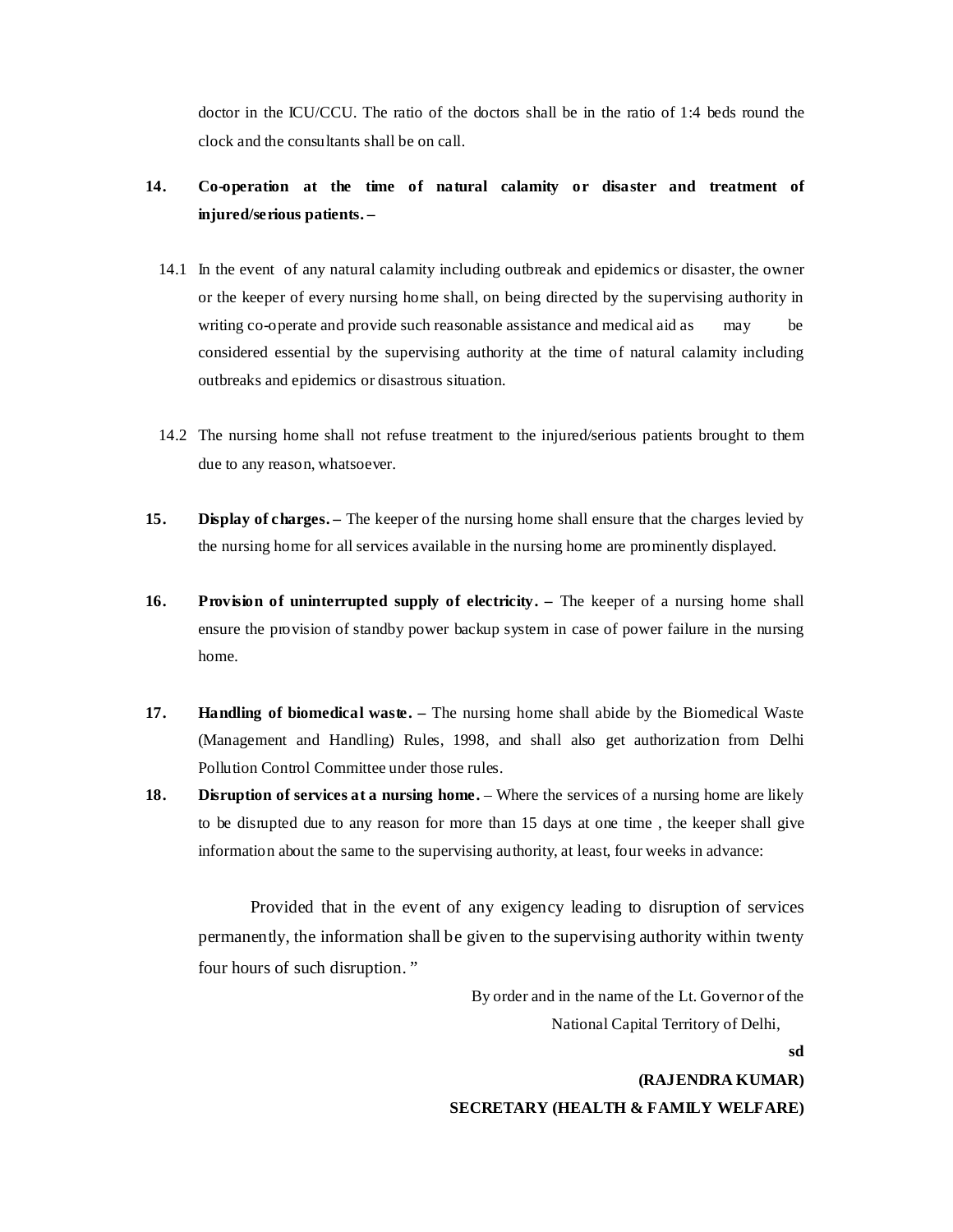doctor in the ICU/CCU. The ratio of the doctors shall be in the ratio of 1:4 beds round the clock and the consultants shall be on call.

**14. Co-operation at the time of natural calamity or disaster and treatment of injured/serious patients. –**

14.1 In the event of any natural calamity including outbreak and epidemics or disaster, the owner or the keeper of every nursing home shall, on being directed by the supervising authority in writing co-operate and provide such reasonable assistance and medical aid as may be considered essential by the supervising authority at the time of natural calamity including outbreaks and epidemics or disastrous situation.

14.2 The nursing home shall not refuse treatment to the injured/serious patients brought to them due to any reason, whatsoever.

**15. Display of charges. –** The keeper of the nursing home shall ensure that the charges levied by the nursing home for all services available in the nursing home are prominently displayed.

**16. Provision of uninterrupted supply of electricity. –** The keeper of a nursing home shall ensure the provision of standby power backup system in case of power failure in the nursing home.

**17. Handling of biomedical waste. –** The nursing home shall abide by the Biomedical Waste (Management and Handling) Rules, 1998, and shall also get authorization from Delhi Pollution Control Committee under those rules.

**18. Disruption of services at a nursing home. –** Where the services of a nursing home are likely to be disrupted due to any reason for more than 15 days at one time , the keeper shall give information about the same to the supervising authority, at least, four weeks in advance:

Provided that in the event of any exigency leading to disruption of services permanently, the information shall be given to the supervising authority within twenty four hours of such disruption. "

By order and in the name of the Lt. Governor of the National Capital Territory of Delhi,

**sd**

**(RAJENDRA KUMAR)**

**SECRETARY (HEALTH & FAMILY WELFARE)**